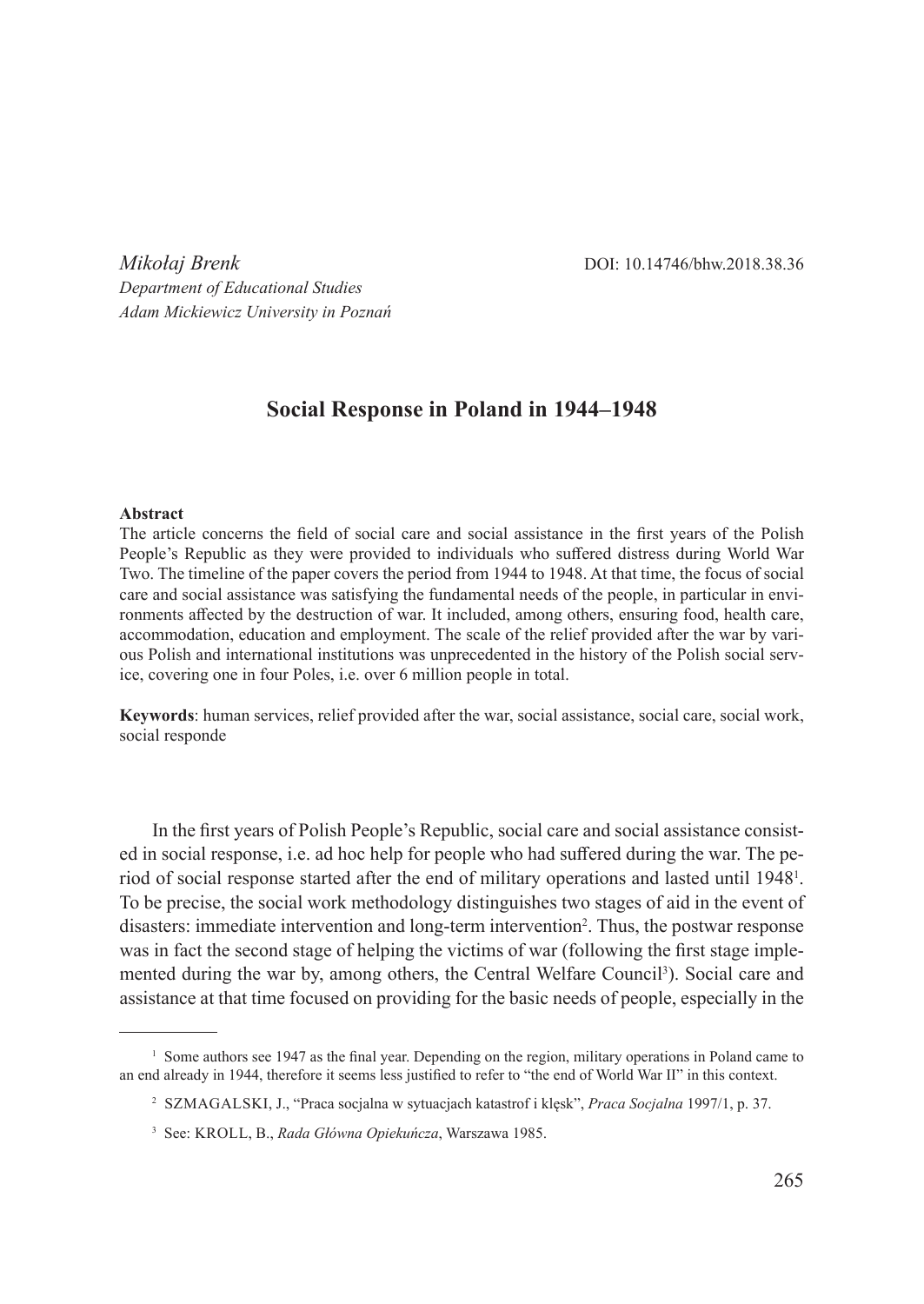*Mikołaj Brenk*
*Department of Educational Studies*
*Adam Mickiewicz University in Poznań*

DOI: 10.14746/bhw.2018.38.36

# Social Response in Poland in 1944–1948

**Abstract**

The article concerns the field of social care and social assistance in the first years of the Polish People's Republic as they were provided to individuals who suffered distress during World War Two. The timeline of the paper covers the period from 1944 to 1948. At that time, the focus of social care and social assistance was satisfying the fundamental needs of the people, in particular in environments affected by the destruction of war. It included, among others, ensuring food, health care, accommodation, education and employment. The scale of the relief provided after the war by various Polish and international institutions was unprecedented in the history of the Polish social service, covering one in four Poles, i.e. over 6 million people in total.

**Keywords**: human services, relief provided after the war, social assistance, social care, social work, social responde

In the first years of Polish People's Republic, social care and social assistance consisted in social response, i.e. ad hoc help for people who had suffered during the war. The period of social response started after the end of military operations and lasted until 1948[1]. To be precise, the social work methodology distinguishes two stages of aid in the event of disasters: immediate intervention and long-term intervention[2]. Thus, the postwar response was in fact the second stage of helping the victims of war (following the first stage implemented during the war by, among others, the Central Welfare Council[3]). Social care and assistance at that time focused on providing for the basic needs of people, especially in the

---

[1] Some authors see 1947 as the final year. Depending on the region, military operations in Poland came to an end already in 1944, therefore it seems less justified to refer to "the end of World War II" in this context.

[2] SZMAGALSKI, J., "Praca socjalna w sytuacjach katastrof i klęsk", *Praca Socjalna* 1997/1, p. 37.

[3] See: KROLL, B., *Rada Główna Opiekuńcza*, Warszawa 1985.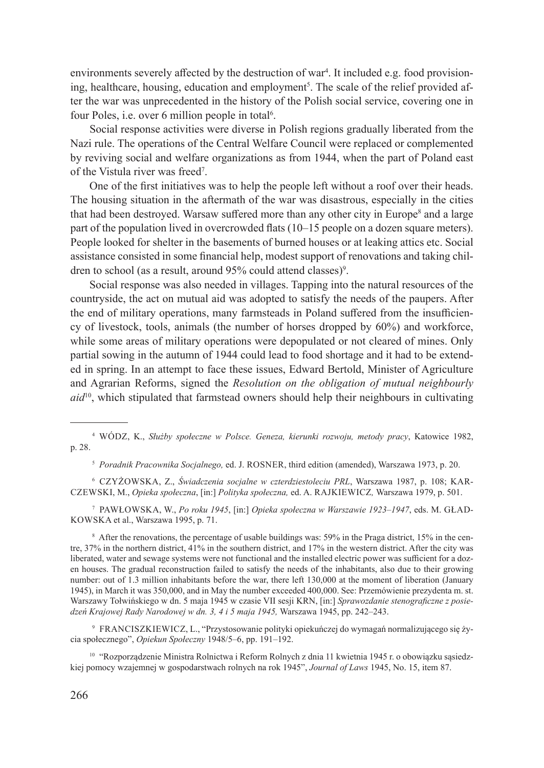environments severely affected by the destruction of war[4]. It included e.g. food provisioning, healthcare, housing, education and employment[5]. The scale of the relief provided after the war was unprecedented in the history of the Polish social service, covering one in four Poles, i.e. over 6 million people in total[6].

Social response activities were diverse in Polish regions gradually liberated from the Nazi rule. The operations of the Central Welfare Council were replaced or complemented by reviving social and welfare organizations as from 1944, when the part of Poland east of the Vistula river was freed[7].

One of the first initiatives was to help the people left without a roof over their heads. The housing situation in the aftermath of the war was disastrous, especially in the cities that had been destroyed. Warsaw suffered more than any other city in Europe[8] and a large part of the population lived in overcrowded flats (10–15 people on a dozen square meters). People looked for shelter in the basements of burned houses or at leaking attics etc. Social assistance consisted in some financial help, modest support of renovations and taking children to school (as a result, around 95% could attend classes)[9].

Social response was also needed in villages. Tapping into the natural resources of the countryside, the act on mutual aid was adopted to satisfy the needs of the paupers. After the end of military operations, many farmsteads in Poland suffered from the insufficiency of livestock, tools, animals (the number of horses dropped by 60%) and workforce, while some areas of military operations were depopulated or not cleared of mines. Only partial sowing in the autumn of 1944 could lead to food shortage and it had to be extended in spring. In an attempt to face these issues, Edward Bertold, Minister of Agriculture and Agrarian Reforms, signed the *Resolution on the obligation of mutual neighbourly aid*[10], which stipulated that farmstead owners should help their neighbours in cultivating

---

[4] WÓDZ, K., *Służby społeczne w Polsce. Geneza, kierunki rozwoju, metody pracy*, Katowice 1982, p. 28.

[5] *Poradnik Pracownika Socjalnego,* ed. J. ROSNER, third edition (amended), Warszawa 1973, p. 20.

[6] CZYŻOWSKA, Z., *Świadczenia socjalne w czterdziestoleciu PRL*, Warszawa 1987, p. 108; KARCZEWSKI, M., *Opieka społeczna*, [in:] *Polityka społeczna,* ed. A. RAJKIEWICZ*,* Warszawa 1979, p. 501.

[7] PAWŁOWSKA, W., *Po roku 1945*, [in:] *Opieka społeczna w Warszawie 1923–1947*, eds. M. GŁADKOWSKA et al., Warszawa 1995, p. 71.

[8] After the renovations, the percentage of usable buildings was: 59% in the Praga district, 15% in the centre, 37% in the northern district, 41% in the southern district, and 17% in the western district. After the city was liberated, water and sewage systems were not functional and the installed electric power was sufficient for a dozen houses. The gradual reconstruction failed to satisfy the needs of the inhabitants, also due to their growing number: out of 1.3 million inhabitants before the war, there left 130,000 at the moment of liberation (January 1945), in March it was 350,000, and in May the number exceeded 400,000. See: Przemówienie prezydenta m. st. Warszawy Tołwińskiego w dn. 5 maja 1945 w czasie VII sesji KRN, [in:] *Sprawozdanie stenograficzne z posiedzeń Krajowej Rady Narodowej w dn. 3, 4 i 5 maja 1945,* Warszawa 1945, pp. 242–243.

[9] FRANCISZKIEWICZ, L., "Przystosowanie polityki opiekuńczej do wymagań normalizującego się życia społecznego", *Opiekun Społeczny* 1948/5–6, pp. 191–192.

[10] "Rozporządzenie Ministra Rolnictwa i Reform Rolnych z dnia 11 kwietnia 1945 r. o obowiązku sąsiedzkiej pomocy wzajemnej w gospodarstwach rolnych na rok 1945", *Journal of Laws* 1945, No. 15, item 87.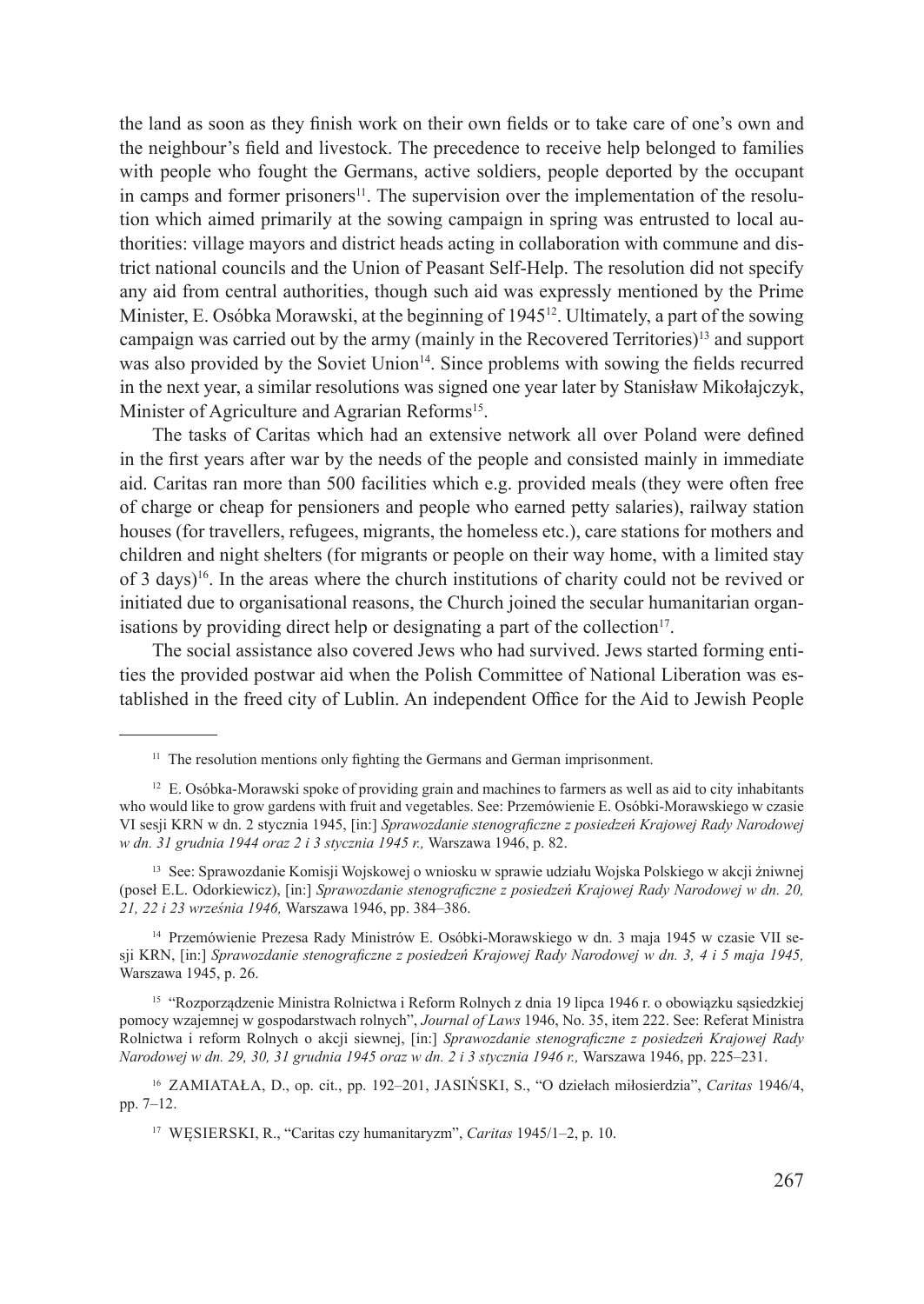the land as soon as they finish work on their own fields or to take care of one's own and the neighbour's field and livestock. The precedence to receive help belonged to families with people who fought the Germans, active soldiers, people deported by the occupant in camps and former prisoners[11]. The supervision over the implementation of the resolution which aimed primarily at the sowing campaign in spring was entrusted to local authorities: village mayors and district heads acting in collaboration with commune and district national councils and the Union of Peasant Self-Help. The resolution did not specify any aid from central authorities, though such aid was expressly mentioned by the Prime Minister, E. Osóbka Morawski, at the beginning of 1945[12]. Ultimately, a part of the sowing campaign was carried out by the army (mainly in the Recovered Territories)[13] and support was also provided by the Soviet Union[14]. Since problems with sowing the fields recurred in the next year, a similar resolutions was signed one year later by Stanisław Mikołajczyk, Minister of Agriculture and Agrarian Reforms[15].

The tasks of Caritas which had an extensive network all over Poland were defined in the first years after war by the needs of the people and consisted mainly in immediate aid. Caritas ran more than 500 facilities which e.g. provided meals (they were often free of charge or cheap for pensioners and people who earned petty salaries), railway station houses (for travellers, refugees, migrants, the homeless etc.), care stations for mothers and children and night shelters (for migrants or people on their way home, with a limited stay of 3 days)[16]. In the areas where the church institutions of charity could not be revived or initiated due to organisational reasons, the Church joined the secular humanitarian organisations by providing direct help or designating a part of the collection[17].

The social assistance also covered Jews who had survived. Jews started forming entities the provided postwar aid when the Polish Committee of National Liberation was established in the freed city of Lublin. An independent Office for the Aid to Jewish People

---

[11] The resolution mentions only fighting the Germans and German imprisonment.

[12] E. Osóbka-Morawski spoke of providing grain and machines to farmers as well as aid to city inhabitants who would like to grow gardens with fruit and vegetables. See: Przemówienie E. Osóbki-Morawskiego w czasie VI sesji KRN w dn. 2 stycznia 1945, [in:] *Sprawozdanie stenograficzne z posiedzeń Krajowej Rady Narodowej w dn. 31 grudnia 1944 oraz 2 i 3 stycznia 1945 r.,* Warszawa 1946, p. 82.

[13] See: Sprawozdanie Komisji Wojskowej o wniosku w sprawie udziału Wojska Polskiego w akcji żniwnej (poseł E.L. Odorkiewicz), [in:] *Sprawozdanie stenograficzne z posiedzeń Krajowej Rady Narodowej w dn. 20, 21, 22 i 23 września 1946,* Warszawa 1946, pp. 384–386.

[14] Przemówienie Prezesa Rady Ministrów E. Osóbki-Morawskiego w dn. 3 maja 1945 w czasie VII sesji KRN, [in:] *Sprawozdanie stenograficzne z posiedzeń Krajowej Rady Narodowej w dn. 3, 4 i 5 maja 1945,* Warszawa 1945, p. 26.

[15] "Rozporządzenie Ministra Rolnictwa i Reform Rolnych z dnia 19 lipca 1946 r. o obowiązku sąsiedzkiej pomocy wzajemnej w gospodarstwach rolnych", *Journal of Laws* 1946, No. 35, item 222. See: Referat Ministra Rolnictwa i reform Rolnych o akcji siewnej, [in:] *Sprawozdanie stenograficzne z posiedzeń Krajowej Rady Narodowej w dn. 29, 30, 31 grudnia 1945 oraz w dn. 2 i 3 stycznia 1946 r.,* Warszawa 1946, pp. 225–231.

[16] ZAMIATAŁA, D., op. cit., pp. 192–201, JASIŃSKI, S., "O dziełach miłosierdzia", *Caritas* 1946/4, pp. 7–12.

[17] WĘSIERSKI, R., "Caritas czy humanitaryzm", *Caritas* 1945/1–2, p. 10.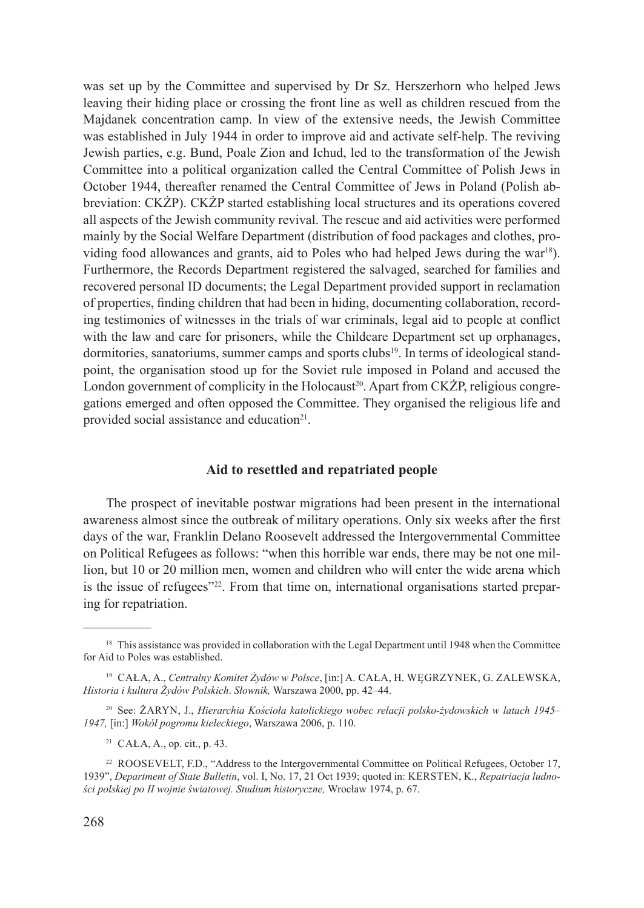was set up by the Committee and supervised by Dr Sz. Herszerhorn who helped Jews leaving their hiding place or crossing the front line as well as children rescued from the Majdanek concentration camp. In view of the extensive needs, the Jewish Committee was established in July 1944 in order to improve aid and activate self-help. The reviving Jewish parties, e.g. Bund, Poale Zion and Ichud, led to the transformation of the Jewish Committee into a political organization called the Central Committee of Polish Jews in October 1944, thereafter renamed the Central Committee of Jews in Poland (Polish abbreviation: CKŻP). CKŻP started establishing local structures and its operations covered all aspects of the Jewish community revival. The rescue and aid activities were performed mainly by the Social Welfare Department (distribution of food packages and clothes, providing food allowances and grants, aid to Poles who had helped Jews during the war[18]). Furthermore, the Records Department registered the salvaged, searched for families and recovered personal ID documents; the Legal Department provided support in reclamation of properties, finding children that had been in hiding, documenting collaboration, recording testimonies of witnesses in the trials of war criminals, legal aid to people at conflict with the law and care for prisoners, while the Childcare Department set up orphanages, dormitories, sanatoriums, summer camps and sports clubs[19]. In terms of ideological standpoint, the organisation stood up for the Soviet rule imposed in Poland and accused the London government of complicity in the Holocaust[20]. Apart from CKŻP, religious congregations emerged and often opposed the Committee. They organised the religious life and provided social assistance and education[21].

## Aid to resettled and repatriated people

The prospect of inevitable postwar migrations had been present in the international awareness almost since the outbreak of military operations. Only six weeks after the first days of the war, Franklin Delano Roosevelt addressed the Intergovernmental Committee on Political Refugees as follows: "when this horrible war ends, there may be not one million, but 10 or 20 million men, women and children who will enter the wide arena which is the issue of refugees"[22]. From that time on, international organisations started preparing for repatriation.

---

[18] This assistance was provided in collaboration with the Legal Department until 1948 when the Committee for Aid to Poles was established.

[19] CAŁA, A., *Centralny Komitet Żydów w Polsce*, [in:] A. CAŁA, H. WĘGRZYNEK, G. ZALEWSKA, *Historia i kultura Żydów Polskich. Słownik,* Warszawa 2000, pp. 42–44.

[20] See: ŻARYN, J., *Hierarchia Kościoła katolickiego wobec relacji polsko-żydowskich w latach 1945–1947,* [in:] *Wokół pogromu kieleckiego*, Warszawa 2006, p. 110.

[21] CAŁA, A., op. cit., p. 43.

[22] ROOSEVELT, F.D., "Address to the Intergovernmental Committee on Political Refugees, October 17, 1939", *Department of State Bulletin*, vol. I, No. 17, 21 Oct 1939; quoted in: KERSTEN, K., *Repatriacja ludności polskiej po II wojnie światowej. Studium historyczne,* Wrocław 1974, p. 67.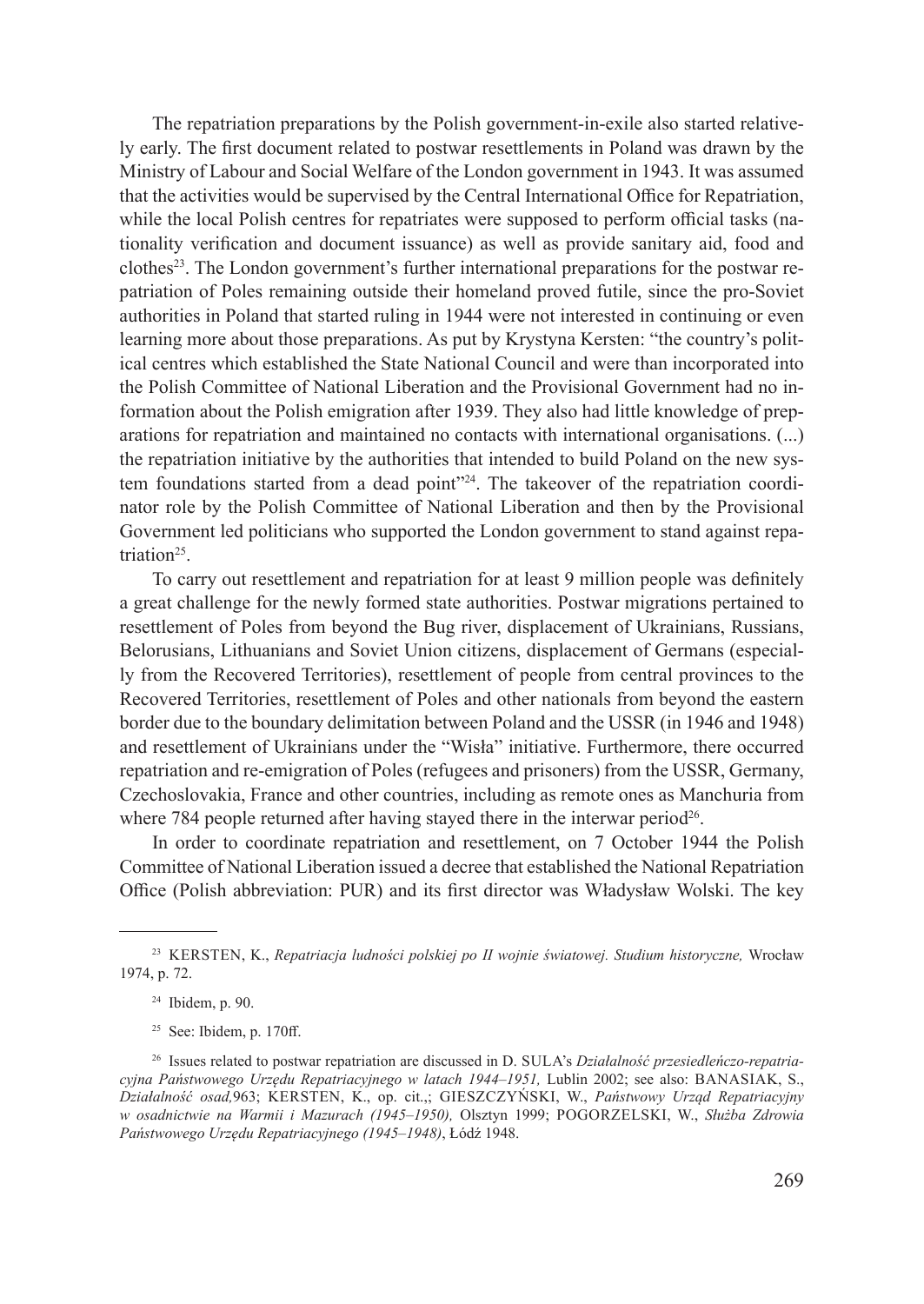The repatriation preparations by the Polish government-in-exile also started relatively early. The first document related to postwar resettlements in Poland was drawn by the Ministry of Labour and Social Welfare of the London government in 1943. It was assumed that the activities would be supervised by the Central International Office for Repatriation, while the local Polish centres for repatriates were supposed to perform official tasks (nationality verification and document issuance) as well as provide sanitary aid, food and clothes[23]. The London government's further international preparations for the postwar repatriation of Poles remaining outside their homeland proved futile, since the pro-Soviet authorities in Poland that started ruling in 1944 were not interested in continuing or even learning more about those preparations. As put by Krystyna Kersten: "the country's political centres which established the State National Council and were than incorporated into the Polish Committee of National Liberation and the Provisional Government had no information about the Polish emigration after 1939. They also had little knowledge of preparations for repatriation and maintained no contacts with international organisations. (...) the repatriation initiative by the authorities that intended to build Poland on the new system foundations started from a dead point"[24]. The takeover of the repatriation coordinator role by the Polish Committee of National Liberation and then by the Provisional Government led politicians who supported the London government to stand against repatriation[25].

To carry out resettlement and repatriation for at least 9 million people was definitely a great challenge for the newly formed state authorities. Postwar migrations pertained to resettlement of Poles from beyond the Bug river, displacement of Ukrainians, Russians, Belorusians, Lithuanians and Soviet Union citizens, displacement of Germans (especially from the Recovered Territories), resettlement of people from central provinces to the Recovered Territories, resettlement of Poles and other nationals from beyond the eastern border due to the boundary delimitation between Poland and the USSR (in 1946 and 1948) and resettlement of Ukrainians under the "Wisła" initiative. Furthermore, there occurred repatriation and re-emigration of Poles (refugees and prisoners) from the USSR, Germany, Czechoslovakia, France and other countries, including as remote ones as Manchuria from where 784 people returned after having stayed there in the interwar period[26].

In order to coordinate repatriation and resettlement, on 7 October 1944 the Polish Committee of National Liberation issued a decree that established the National Repatriation Office (Polish abbreviation: PUR) and its first director was Władysław Wolski. The key

---

[23] KERSTEN, K., *Repatriacja ludności polskiej po II wojnie światowej. Studium historyczne,* Wrocław 1974, p. 72.

[24] Ibidem, p. 90.

[25] See: Ibidem, p. 170ff.

[26] Issues related to postwar repatriation are discussed in D. SULA's *Działalność przesiedleńczo-repatriacyjna Państwowego Urzędu Repatriacyjnego w latach 1944–1951,* Lublin 2002; see also: BANASIAK, S., *Działalność osad,*963; KERSTEN, K., op. cit.,; GIESZCZYŃSKI, W., *Państwowy Urząd Repatriacyjny w osadnictwie na Warmii i Mazurach (1945–1950),* Olsztyn 1999; POGORZELSKI, W., *Służba Zdrowia Państwowego Urzędu Repatriacyjnego (1945–1948)*, Łódź 1948.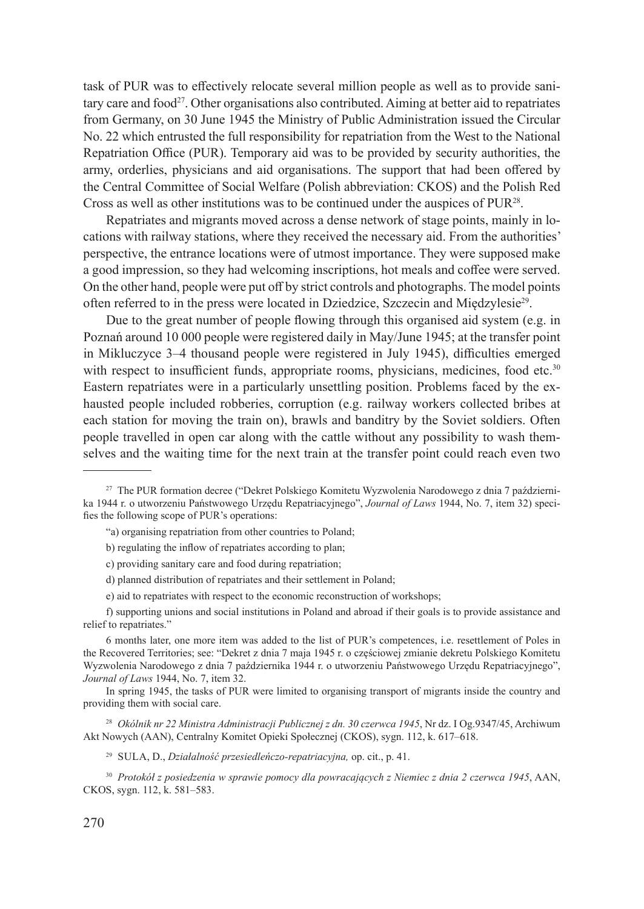task of PUR was to effectively relocate several million people as well as to provide sanitary care and food[27]. Other organisations also contributed. Aiming at better aid to repatriates from Germany, on 30 June 1945 the Ministry of Public Administration issued the Circular No. 22 which entrusted the full responsibility for repatriation from the West to the National Repatriation Office (PUR). Temporary aid was to be provided by security authorities, the army, orderlies, physicians and aid organisations. The support that had been offered by the Central Committee of Social Welfare (Polish abbreviation: CKOS) and the Polish Red Cross as well as other institutions was to be continued under the auspices of PUR[28].

Repatriates and migrants moved across a dense network of stage points, mainly in locations with railway stations, where they received the necessary aid. From the authorities' perspective, the entrance locations were of utmost importance. They were supposed make a good impression, so they had welcoming inscriptions, hot meals and coffee were served. On the other hand, people were put off by strict controls and photographs. The model points often referred to in the press were located in Dziedzice, Szczecin and Międzylesie[29].

Due to the great number of people flowing through this organised aid system (e.g. in Poznań around 10 000 people were registered daily in May/June 1945; at the transfer point in Mikluczyce 3–4 thousand people were registered in July 1945), difficulties emerged with respect to insufficient funds, appropriate rooms, physicians, medicines, food etc.[30] Eastern repatriates were in a particularly unsettling position. Problems faced by the exhausted people included robberies, corruption (e.g. railway workers collected bribes at each station for moving the train on), brawls and banditry by the Soviet soldiers. Often people travelled in open car along with the cattle without any possibility to wash themselves and the waiting time for the next train at the transfer point could reach even two

---

[27] The PUR formation decree ("Dekret Polskiego Komitetu Wyzwolenia Narodowego z dnia 7 października 1944 r. o utworzeniu Państwowego Urzędu Repatriacyjnego", *Journal of Laws* 1944, No. 7, item 32) specifies the following scope of PUR's operations:

"a) organising repatriation from other countries to Poland;

b) regulating the inflow of repatriates according to plan;

c) providing sanitary care and food during repatriation;

d) planned distribution of repatriates and their settlement in Poland;

e) aid to repatriates with respect to the economic reconstruction of workshops;

f) supporting unions and social institutions in Poland and abroad if their goals is to provide assistance and relief to repatriates."

6 months later, one more item was added to the list of PUR's competences, i.e. resettlement of Poles in the Recovered Territories; see: "Dekret z dnia 7 maja 1945 r. o częściowej zmianie dekretu Polskiego Komitetu Wyzwolenia Narodowego z dnia 7 października 1944 r. o utworzeniu Państwowego Urzędu Repatriacyjnego", *Journal of Laws* 1944, No. 7, item 32.

In spring 1945, the tasks of PUR were limited to organising transport of migrants inside the country and providing them with social care.

[28] *Okólnik nr 22 Ministra Administracji Publicznej z dn. 30 czerwca 1945*, Nr dz. I Og.9347/45, Archiwum Akt Nowych (AAN), Centralny Komitet Opieki Społecznej (CKOS), sygn. 112, k. 617–618.

[29] SULA, D., *Działalność przesiedleńczo-repatriacyjna,* op. cit., p. 41.

[30] *Protokół z posiedzenia w sprawie pomocy dla powracających z Niemiec z dnia 2 czerwca 1945*, AAN, CKOS, sygn. 112, k. 581–583.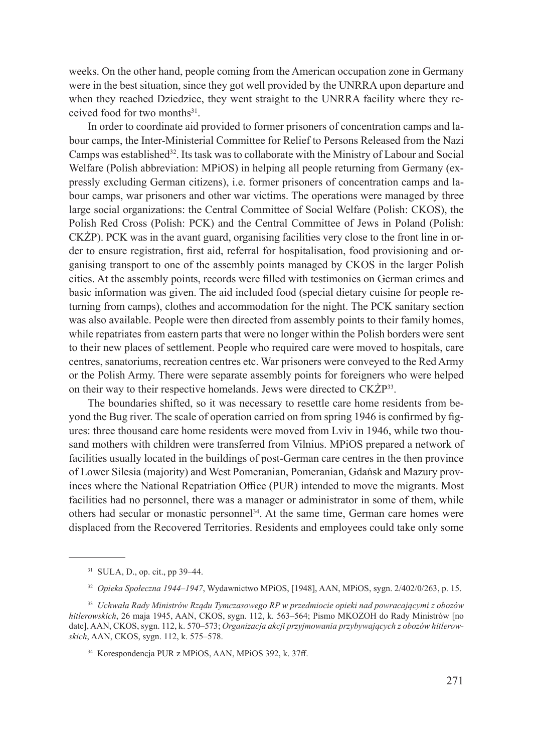weeks. On the other hand, people coming from the American occupation zone in Germany were in the best situation, since they got well provided by the UNRRA upon departure and when they reached Dziedzice, they went straight to the UNRRA facility where they received food for two months[31].

In order to coordinate aid provided to former prisoners of concentration camps and labour camps, the Inter-Ministerial Committee for Relief to Persons Released from the Nazi Camps was established[32]. Its task was to collaborate with the Ministry of Labour and Social Welfare (Polish abbreviation: MPiOS) in helping all people returning from Germany (expressly excluding German citizens), i.e. former prisoners of concentration camps and labour camps, war prisoners and other war victims. The operations were managed by three large social organizations: the Central Committee of Social Welfare (Polish: CKOS), the Polish Red Cross (Polish: PCK) and the Central Committee of Jews in Poland (Polish: CKŻP). PCK was in the avant guard, organising facilities very close to the front line in order to ensure registration, first aid, referral for hospitalisation, food provisioning and organising transport to one of the assembly points managed by CKOS in the larger Polish cities. At the assembly points, records were filled with testimonies on German crimes and basic information was given. The aid included food (special dietary cuisine for people returning from camps), clothes and accommodation for the night. The PCK sanitary section was also available. People were then directed from assembly points to their family homes, while repatriates from eastern parts that were no longer within the Polish borders were sent to their new places of settlement. People who required care were moved to hospitals, care centres, sanatoriums, recreation centres etc. War prisoners were conveyed to the Red Army or the Polish Army. There were separate assembly points for foreigners who were helped on their way to their respective homelands. Jews were directed to CKŻP[33].

The boundaries shifted, so it was necessary to resettle care home residents from beyond the Bug river. The scale of operation carried on from spring 1946 is confirmed by figures: three thousand care home residents were moved from Lviv in 1946, while two thousand mothers with children were transferred from Vilnius. MPiOS prepared a network of facilities usually located in the buildings of post-German care centres in the then province of Lower Silesia (majority) and West Pomeranian, Pomeranian, Gdańsk and Mazury provinces where the National Repatriation Office (PUR) intended to move the migrants. Most facilities had no personnel, there was a manager or administrator in some of them, while others had secular or monastic personnel[34]. At the same time, German care homes were displaced from the Recovered Territories. Residents and employees could take only some

---

[31] SULA, D., op. cit., pp 39–44.

[32] *Opieka Społeczna 1944–1947*, Wydawnictwo MPiOS, [1948], AAN, MPiOS, sygn. 2/402/0/263, p. 15.

[33] *Uchwała Rady Ministrów Rządu Tymczasowego RP w przedmiocie opieki nad powracającymi z obozów hitlerowskich*, 26 maja 1945, AAN, CKOS, sygn. 112, k. 563–564; Pismo MKOZOH do Rady Ministrów [no date], AAN, CKOS, sygn. 112, k. 570–573; *Organizacja akcji przyjmowania przybywających z obozów hitlerowskich*, AAN, CKOS, sygn. 112, k. 575–578.

[34] Korespondencja PUR z MPiOS, AAN, MPiOS 392, k. 37ff.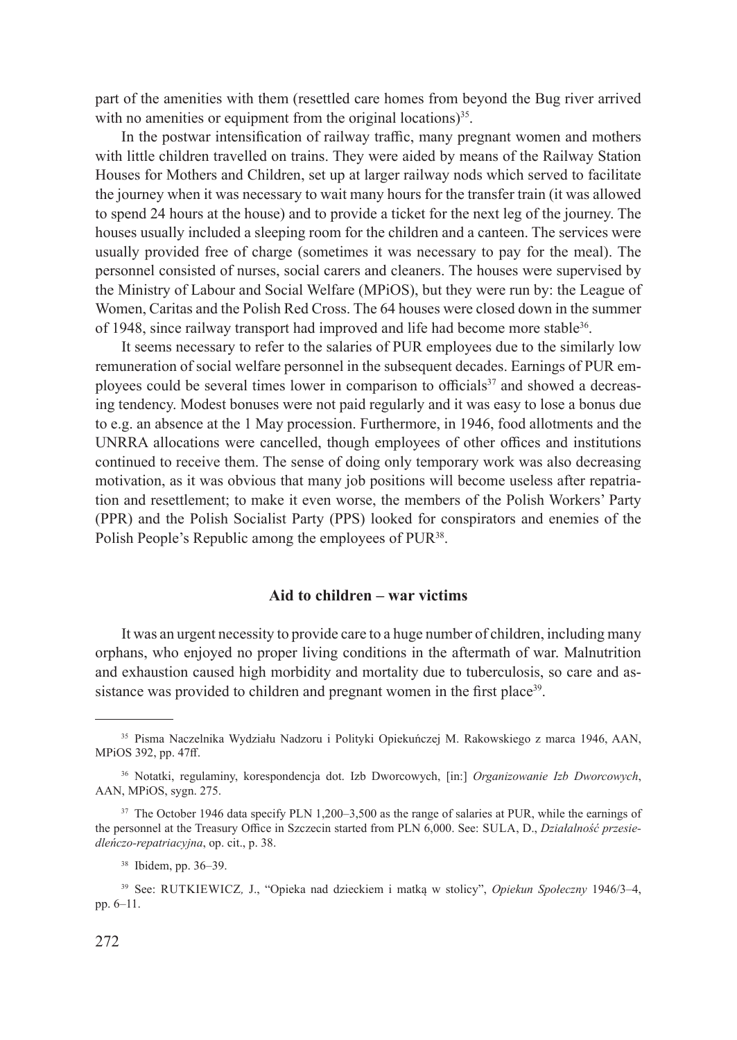part of the amenities with them (resettled care homes from beyond the Bug river arrived with no amenities or equipment from the original locations)[35].

In the postwar intensification of railway traffic, many pregnant women and mothers with little children travelled on trains. They were aided by means of the Railway Station Houses for Mothers and Children, set up at larger railway nods which served to facilitate the journey when it was necessary to wait many hours for the transfer train (it was allowed to spend 24 hours at the house) and to provide a ticket for the next leg of the journey. The houses usually included a sleeping room for the children and a canteen. The services were usually provided free of charge (sometimes it was necessary to pay for the meal). The personnel consisted of nurses, social carers and cleaners. The houses were supervised by the Ministry of Labour and Social Welfare (MPiOS), but they were run by: the League of Women, Caritas and the Polish Red Cross. The 64 houses were closed down in the summer of 1948, since railway transport had improved and life had become more stable[36].

It seems necessary to refer to the salaries of PUR employees due to the similarly low remuneration of social welfare personnel in the subsequent decades. Earnings of PUR employees could be several times lower in comparison to officials[37] and showed a decreasing tendency. Modest bonuses were not paid regularly and it was easy to lose a bonus due to e.g. an absence at the 1 May procession. Furthermore, in 1946, food allotments and the UNRRA allocations were cancelled, though employees of other offices and institutions continued to receive them. The sense of doing only temporary work was also decreasing motivation, as it was obvious that many job positions will become useless after repatriation and resettlement; to make it even worse, the members of the Polish Workers' Party (PPR) and the Polish Socialist Party (PPS) looked for conspirators and enemies of the Polish People's Republic among the employees of PUR[38].

## Aid to children – war victims

It was an urgent necessity to provide care to a huge number of children, including many orphans, who enjoyed no proper living conditions in the aftermath of war. Malnutrition and exhaustion caused high morbidity and mortality due to tuberculosis, so care and assistance was provided to children and pregnant women in the first place[39].

---

[35] Pisma Naczelnika Wydziału Nadzoru i Polityki Opiekuńczej M. Rakowskiego z marca 1946, AAN, MPiOS 392, pp. 47ff.

[36] Notatki, regulaminy, korespondencja dot. Izb Dworcowych, [in:] *Organizowanie Izb Dworcowych*, AAN, MPiOS, sygn. 275.

[37] The October 1946 data specify PLN 1,200–3,500 as the range of salaries at PUR, while the earnings of the personnel at the Treasury Office in Szczecin started from PLN 6,000. See: SULA, D., *Działalność przesiedleńczo-repatriacyjna*, op. cit., p. 38.

[38] Ibidem, pp. 36–39.

[39] See: RUTKIEWICZ, J., "Opieka nad dzieckiem i matką w stolicy", *Opiekun Społeczny* 1946/3–4, pp. 6–11.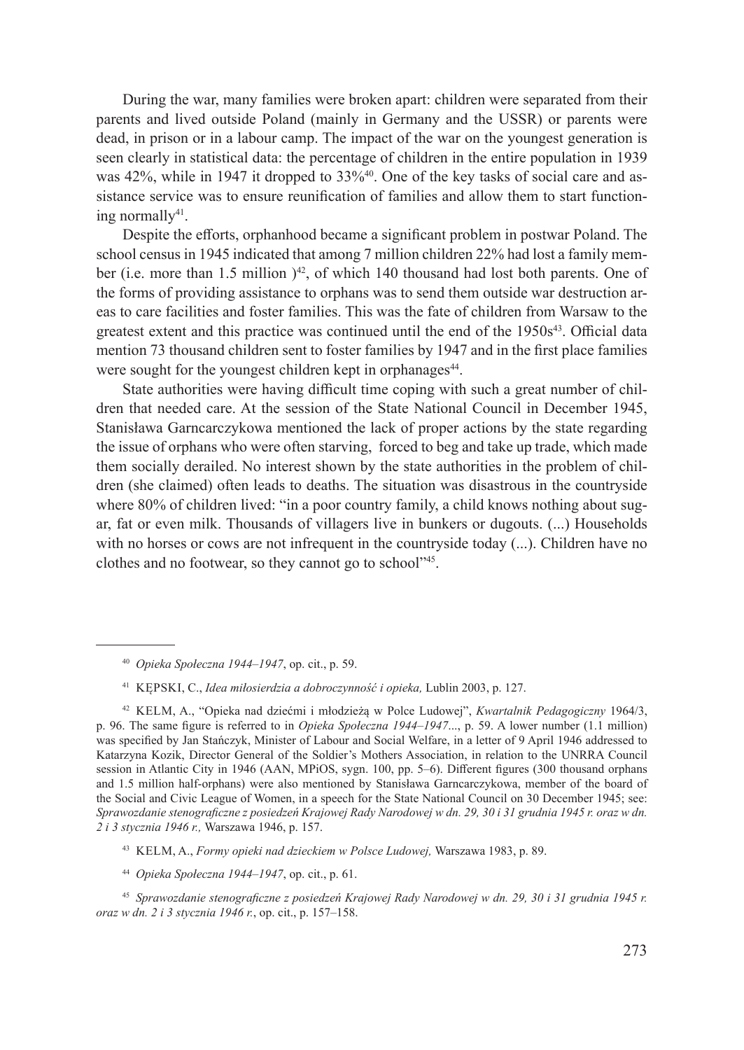During the war, many families were broken apart: children were separated from their parents and lived outside Poland (mainly in Germany and the USSR) or parents were dead, in prison or in a labour camp. The impact of the war on the youngest generation is seen clearly in statistical data: the percentage of children in the entire population in 1939 was 42%, while in 1947 it dropped to 33%[40]. One of the key tasks of social care and assistance service was to ensure reunification of families and allow them to start functioning normally[41].

Despite the efforts, orphanhood became a significant problem in postwar Poland. The school census in 1945 indicated that among 7 million children 22% had lost a family member (i.e. more than 1.5 million )[42], of which 140 thousand had lost both parents. One of the forms of providing assistance to orphans was to send them outside war destruction areas to care facilities and foster families. This was the fate of children from Warsaw to the greatest extent and this practice was continued until the end of the 1950s[43]. Official data mention 73 thousand children sent to foster families by 1947 and in the first place families were sought for the youngest children kept in orphanages[44].

State authorities were having difficult time coping with such a great number of children that needed care. At the session of the State National Council in December 1945, Stanisława Garncarczykowa mentioned the lack of proper actions by the state regarding the issue of orphans who were often starving, forced to beg and take up trade, which made them socially derailed. No interest shown by the state authorities in the problem of children (she claimed) often leads to deaths. The situation was disastrous in the countryside where 80% of children lived: "in a poor country family, a child knows nothing about sugar, fat or even milk. Thousands of villagers live in bunkers or dugouts. (...) Households with no horses or cows are not infrequent in the countryside today (...). Children have no clothes and no footwear, so they cannot go to school"[45].

---

[40] *Opieka Społeczna 1944–1947*, op. cit., p. 59.

[41] KĘPSKI, C., *Idea miłosierdzia a dobroczynność i opieka,* Lublin 2003, p. 127.

[42] KELM, A., "Opieka nad dziećmi i młodzieżą w Polce Ludowej", *Kwartalnik Pedagogiczny* 1964/3, p. 96. The same figure is referred to in *Opieka Społeczna 1944–1947*..., p. 59. A lower number (1.1 million) was specified by Jan Stańczyk, Minister of Labour and Social Welfare, in a letter of 9 April 1946 addressed to Katarzyna Kozik, Director General of the Soldier's Mothers Association, in relation to the UNRRA Council session in Atlantic City in 1946 (AAN, MPiOS, sygn. 100, pp. 5–6). Different figures (300 thousand orphans and 1.5 million half-orphans) were also mentioned by Stanisława Garncarczykowa, member of the board of the Social and Civic League of Women, in a speech for the State National Council on 30 December 1945; see: *Sprawozdanie stenograficzne z posiedzeń Krajowej Rady Narodowej w dn. 29, 30 i 31 grudnia 1945 r. oraz w dn. 2 i 3 stycznia 1946 r.,* Warszawa 1946, p. 157.

[43] KELM, A., *Formy opieki nad dzieckiem w Polsce Ludowej,* Warszawa 1983, p. 89.

[44] *Opieka Społeczna 1944–1947*, op. cit., p. 61.

[45] *Sprawozdanie stenograficzne z posiedzeń Krajowej Rady Narodowej w dn. 29, 30 i 31 grudnia 1945 r. oraz w dn. 2 i 3 stycznia 1946 r.*, op. cit., p. 157–158.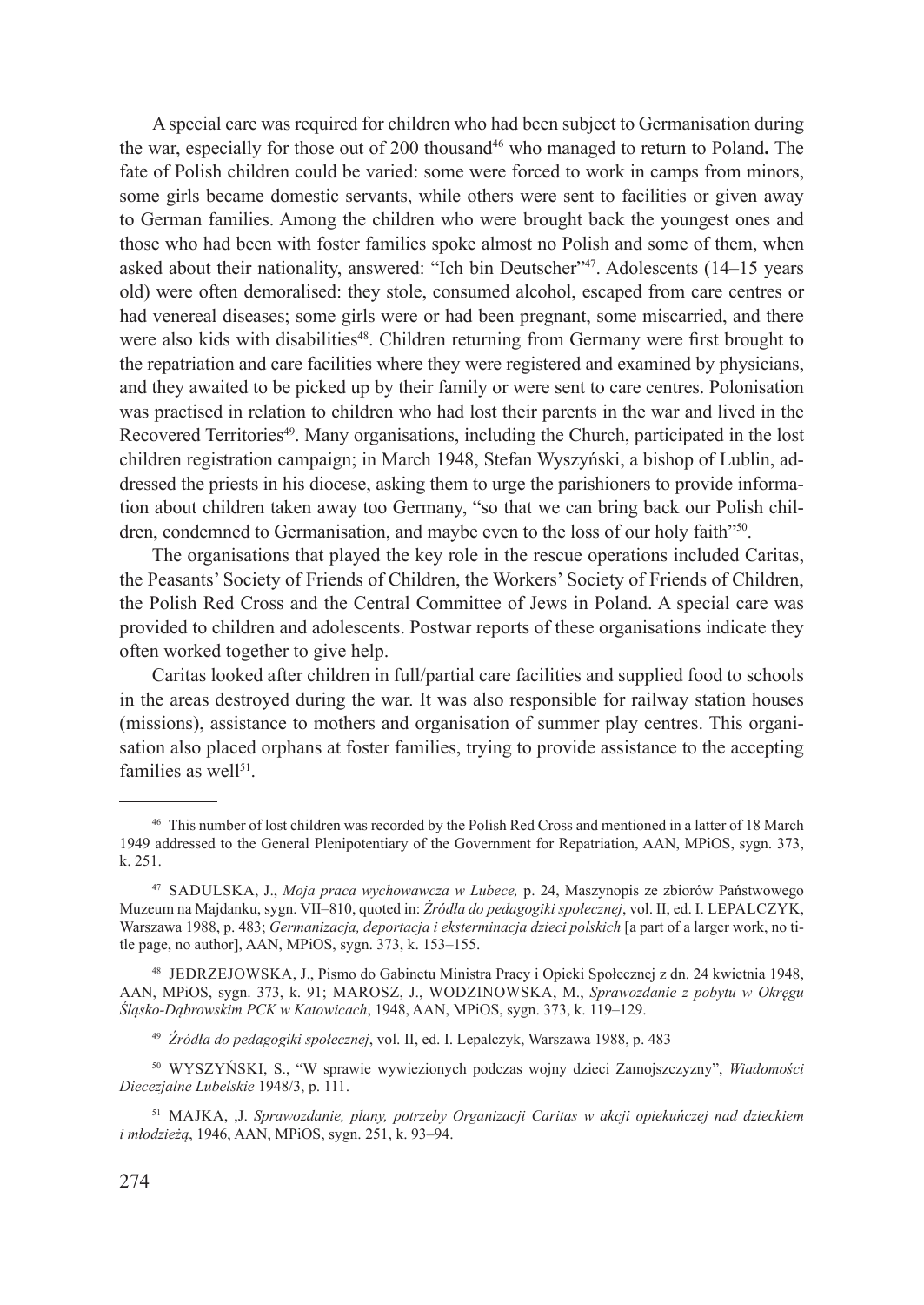A special care was required for children who had been subject to Germanisation during the war, especially for those out of 200 thousand[46] who managed to return to Poland**.** The fate of Polish children could be varied: some were forced to work in camps from minors, some girls became domestic servants, while others were sent to facilities or given away to German families. Among the children who were brought back the youngest ones and those who had been with foster families spoke almost no Polish and some of them, when asked about their nationality, answered: "Ich bin Deutscher"[47]. Adolescents (14–15 years old) were often demoralised: they stole, consumed alcohol, escaped from care centres or had venereal diseases; some girls were or had been pregnant, some miscarried, and there were also kids with disabilities[48]. Children returning from Germany were first brought to the repatriation and care facilities where they were registered and examined by physicians, and they awaited to be picked up by their family or were sent to care centres. Polonisation was practised in relation to children who had lost their parents in the war and lived in the Recovered Territories[49]. Many organisations, including the Church, participated in the lost children registration campaign; in March 1948, Stefan Wyszyński, a bishop of Lublin, addressed the priests in his diocese, asking them to urge the parishioners to provide information about children taken away too Germany, "so that we can bring back our Polish children, condemned to Germanisation, and maybe even to the loss of our holy faith"[50].

The organisations that played the key role in the rescue operations included Caritas, the Peasants' Society of Friends of Children, the Workers' Society of Friends of Children, the Polish Red Cross and the Central Committee of Jews in Poland. A special care was provided to children and adolescents. Postwar reports of these organisations indicate they often worked together to give help.

Caritas looked after children in full/partial care facilities and supplied food to schools in the areas destroyed during the war. It was also responsible for railway station houses (missions), assistance to mothers and organisation of summer play centres. This organisation also placed orphans at foster families, trying to provide assistance to the accepting families as well[51].

---

[46] This number of lost children was recorded by the Polish Red Cross and mentioned in a latter of 18 March 1949 addressed to the General Plenipotentiary of the Government for Repatriation, AAN, MPiOS, sygn. 373, k. 251.

[47] SADULSKA, J., *Moja praca wychowawcza w Lubece,* p. 24, Maszynopis ze zbiorów Państwowego Muzeum na Majdanku, sygn. VII–810, quoted in: *Źródła do pedagogiki społecznej*, vol. II, ed. I. LEPALCZYK, Warszawa 1988, p. 483; *Germanizacja, deportacja i eksterminacja dzieci polskich* [a part of a larger work, no title page, no author], AAN, MPiOS, sygn. 373, k. 153–155.

[48] JEDRZEJOWSKA, J., Pismo do Gabinetu Ministra Pracy i Opieki Społecznej z dn. 24 kwietnia 1948, AAN, MPiOS, sygn. 373, k. 91; MAROSZ, J., WODZINOWSKA, M., *Sprawozdanie z pobytu w Okręgu Śląsko-Dąbrowskim PCK w Katowicach*, 1948, AAN, MPiOS, sygn. 373, k. 119–129.

[49] *Źródła do pedagogiki społecznej*, vol. II, ed. I. Lepalczyk, Warszawa 1988, p. 483

[50] WYSZYŃSKI, S., "W sprawie wywiezionych podczas wojny dzieci Zamojszczyzny", *Wiadomości Diecezjalne Lubelskie* 1948/3, p. 111.

[51] MAJKA, ,J. *Sprawozdanie, plany, potrzeby Organizacji Caritas w akcji opiekuńczej nad dzieckiem i młodzieżą*, 1946, AAN, MPiOS, sygn. 251, k. 93–94.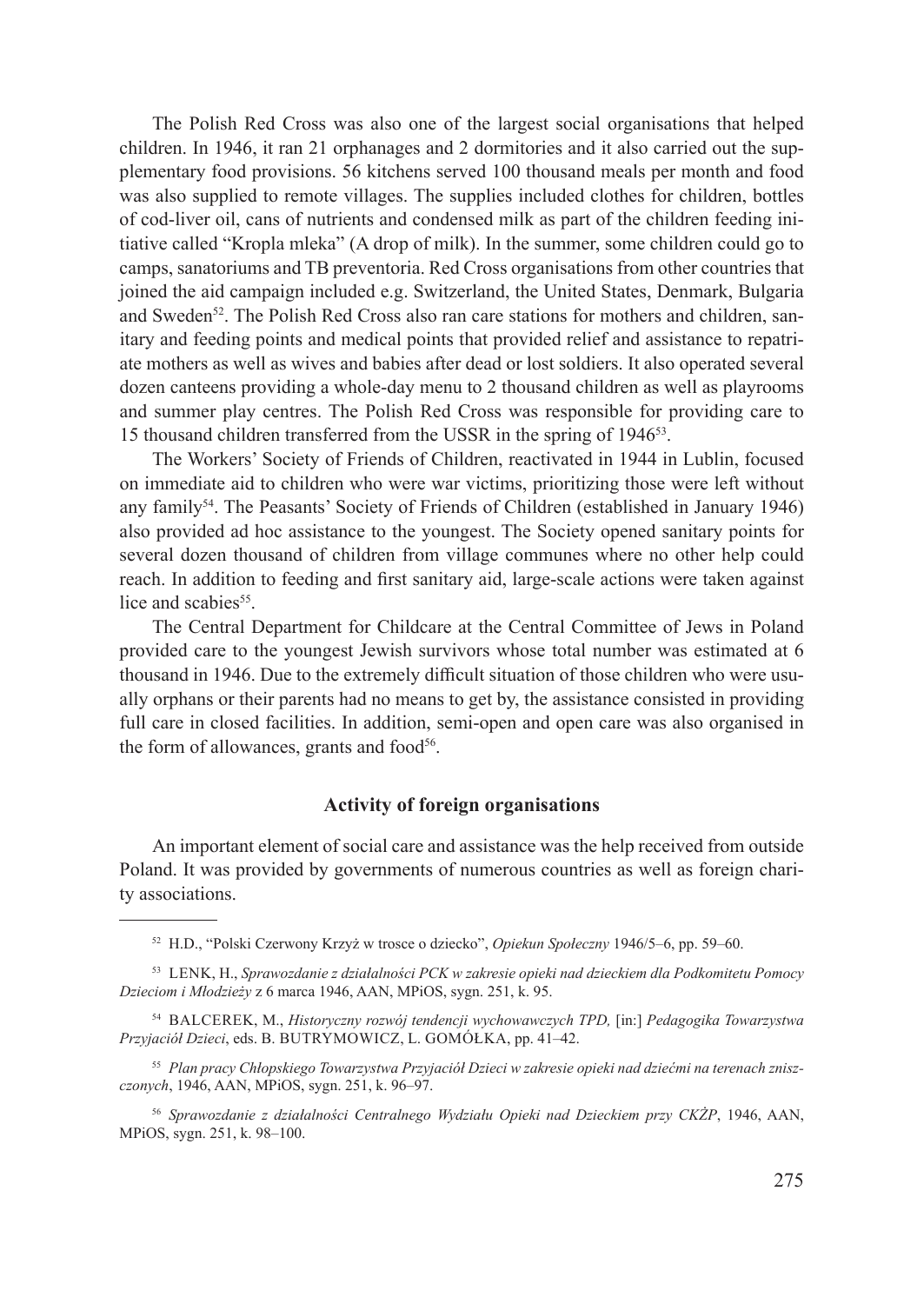The Polish Red Cross was also one of the largest social organisations that helped children. In 1946, it ran 21 orphanages and 2 dormitories and it also carried out the supplementary food provisions. 56 kitchens served 100 thousand meals per month and food was also supplied to remote villages. The supplies included clothes for children, bottles of cod-liver oil, cans of nutrients and condensed milk as part of the children feeding initiative called "Kropla mleka" (A drop of milk). In the summer, some children could go to camps, sanatoriums and TB preventoria. Red Cross organisations from other countries that joined the aid campaign included e.g. Switzerland, the United States, Denmark, Bulgaria and Sweden[52]. The Polish Red Cross also ran care stations for mothers and children, sanitary and feeding points and medical points that provided relief and assistance to repatriate mothers as well as wives and babies after dead or lost soldiers. It also operated several dozen canteens providing a whole-day menu to 2 thousand children as well as playrooms and summer play centres. The Polish Red Cross was responsible for providing care to 15 thousand children transferred from the USSR in the spring of 1946[53].

The Workers' Society of Friends of Children, reactivated in 1944 in Lublin, focused on immediate aid to children who were war victims, prioritizing those were left without any family[54]. The Peasants' Society of Friends of Children (established in January 1946) also provided ad hoc assistance to the youngest. The Society opened sanitary points for several dozen thousand of children from village communes where no other help could reach. In addition to feeding and first sanitary aid, large-scale actions were taken against lice and scabies[55].

The Central Department for Childcare at the Central Committee of Jews in Poland provided care to the youngest Jewish survivors whose total number was estimated at 6 thousand in 1946. Due to the extremely difficult situation of those children who were usually orphans or their parents had no means to get by, the assistance consisted in providing full care in closed facilities. In addition, semi-open and open care was also organised in the form of allowances, grants and food[56].

## Activity of foreign organisations

An important element of social care and assistance was the help received from outside Poland. It was provided by governments of numerous countries as well as foreign charity associations.

---

[52] H.D., "Polski Czerwony Krzyż w trosce o dziecko", *Opiekun Społeczny* 1946/5–6, pp. 59–60.

[53] LENK, H., *Sprawozdanie z działalności PCK w zakresie opieki nad dzieckiem dla Podkomitetu Pomocy Dzieciom i Młodzieży* z 6 marca 1946, AAN, MPiOS, sygn. 251, k. 95.

[54] BALCEREK, M., *Historyczny rozwój tendencji wychowawczych TPD,* [in:] *Pedagogika Towarzystwa Przyjaciół Dzieci*, eds. B. BUTRYMOWICZ, L. GOMÓŁKA, pp. 41–42.

[55] *Plan pracy Chłopskiego Towarzystwa Przyjaciół Dzieci w zakresie opieki nad dziećmi na terenach zniszczonych*, 1946, AAN, MPiOS, sygn. 251, k. 96–97.

[56] *Sprawozdanie z działalności Centralnego Wydziału Opieki nad Dzieckiem przy CKŻP*, 1946, AAN, MPiOS, sygn. 251, k. 98–100.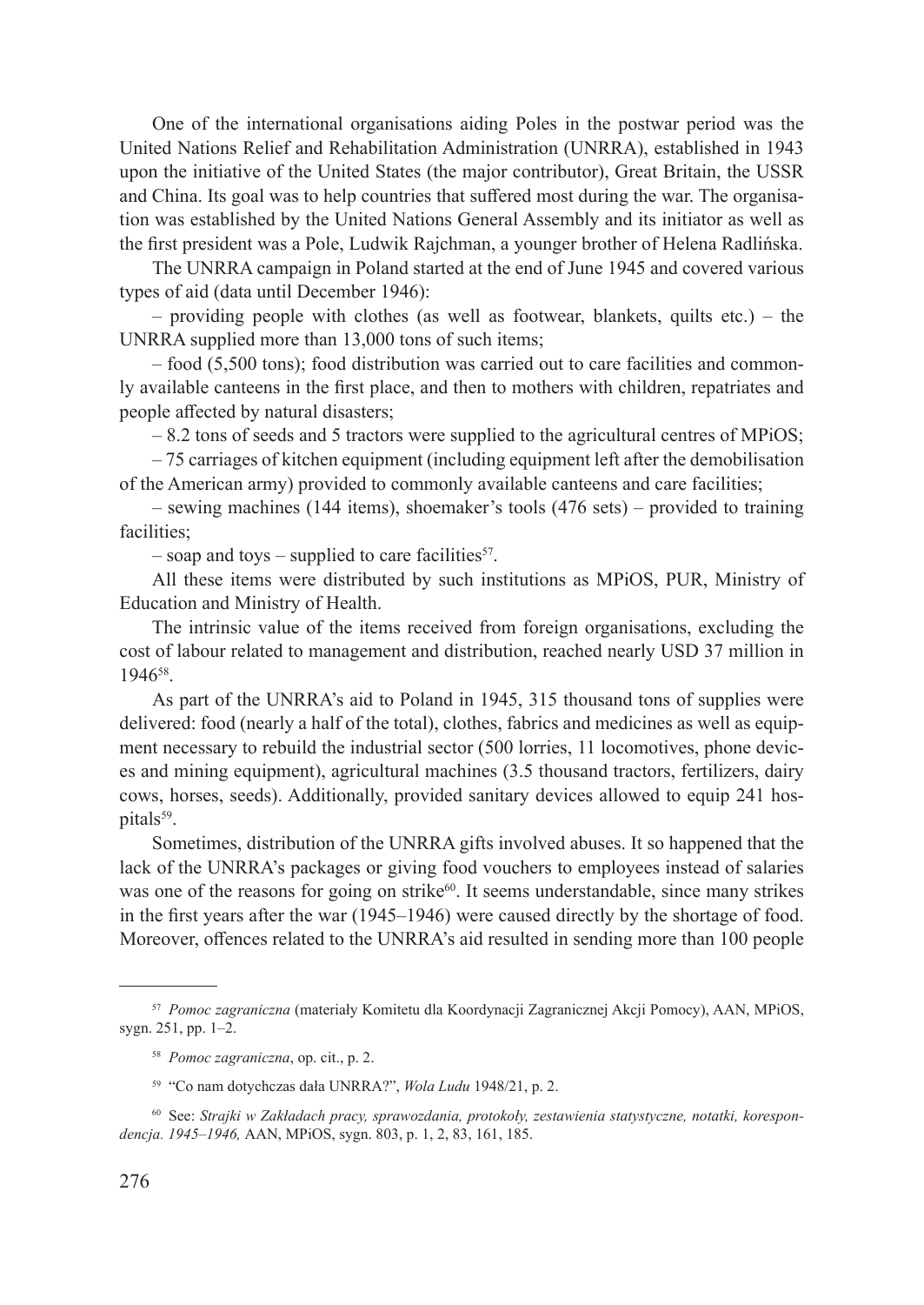One of the international organisations aiding Poles in the postwar period was the United Nations Relief and Rehabilitation Administration (UNRRA), established in 1943 upon the initiative of the United States (the major contributor), Great Britain, the USSR and China. Its goal was to help countries that suffered most during the war. The organisation was established by the United Nations General Assembly and its initiator as well as the first president was a Pole, Ludwik Rajchman, a younger brother of Helena Radlińska.

The UNRRA campaign in Poland started at the end of June 1945 and covered various types of aid (data until December 1946):

– providing people with clothes (as well as footwear, blankets, quilts etc.) – the UNRRA supplied more than 13,000 tons of such items;

– food (5,500 tons); food distribution was carried out to care facilities and commonly available canteens in the first place, and then to mothers with children, repatriates and people affected by natural disasters;

– 8.2 tons of seeds and 5 tractors were supplied to the agricultural centres of MPiOS;

– 75 carriages of kitchen equipment (including equipment left after the demobilisation of the American army) provided to commonly available canteens and care facilities;

– sewing machines (144 items), shoemaker's tools (476 sets) – provided to training facilities;

– soap and toys – supplied to care facilities[57].

All these items were distributed by such institutions as MPiOS, PUR, Ministry of Education and Ministry of Health.

The intrinsic value of the items received from foreign organisations, excluding the cost of labour related to management and distribution, reached nearly USD 37 million in 1946[58].

As part of the UNRRA's aid to Poland in 1945, 315 thousand tons of supplies were delivered: food (nearly a half of the total), clothes, fabrics and medicines as well as equipment necessary to rebuild the industrial sector (500 lorries, 11 locomotives, phone devices and mining equipment), agricultural machines (3.5 thousand tractors, fertilizers, dairy cows, horses, seeds). Additionally, provided sanitary devices allowed to equip 241 hospitals[59].

Sometimes, distribution of the UNRRA gifts involved abuses. It so happened that the lack of the UNRRA's packages or giving food vouchers to employees instead of salaries was one of the reasons for going on strike[60]. It seems understandable, since many strikes in the first years after the war (1945–1946) were caused directly by the shortage of food. Moreover, offences related to the UNRRA's aid resulted in sending more than 100 people

---

[57] *Pomoc zagraniczna* (materiały Komitetu dla Koordynacji Zagranicznej Akcji Pomocy), AAN, MPiOS, sygn. 251, pp. 1–2.

[58] *Pomoc zagraniczna*, op. cit., p. 2.

[59] "Co nam dotychczas dała UNRRA?", *Wola Ludu* 1948/21, p. 2.

[60] See: *Strajki w Zakładach pracy, sprawozdania, protokoły, zestawienia statystyczne, notatki, korespondencja. 1945–1946,* AAN, MPiOS, sygn. 803, p. 1, 2, 83, 161, 185.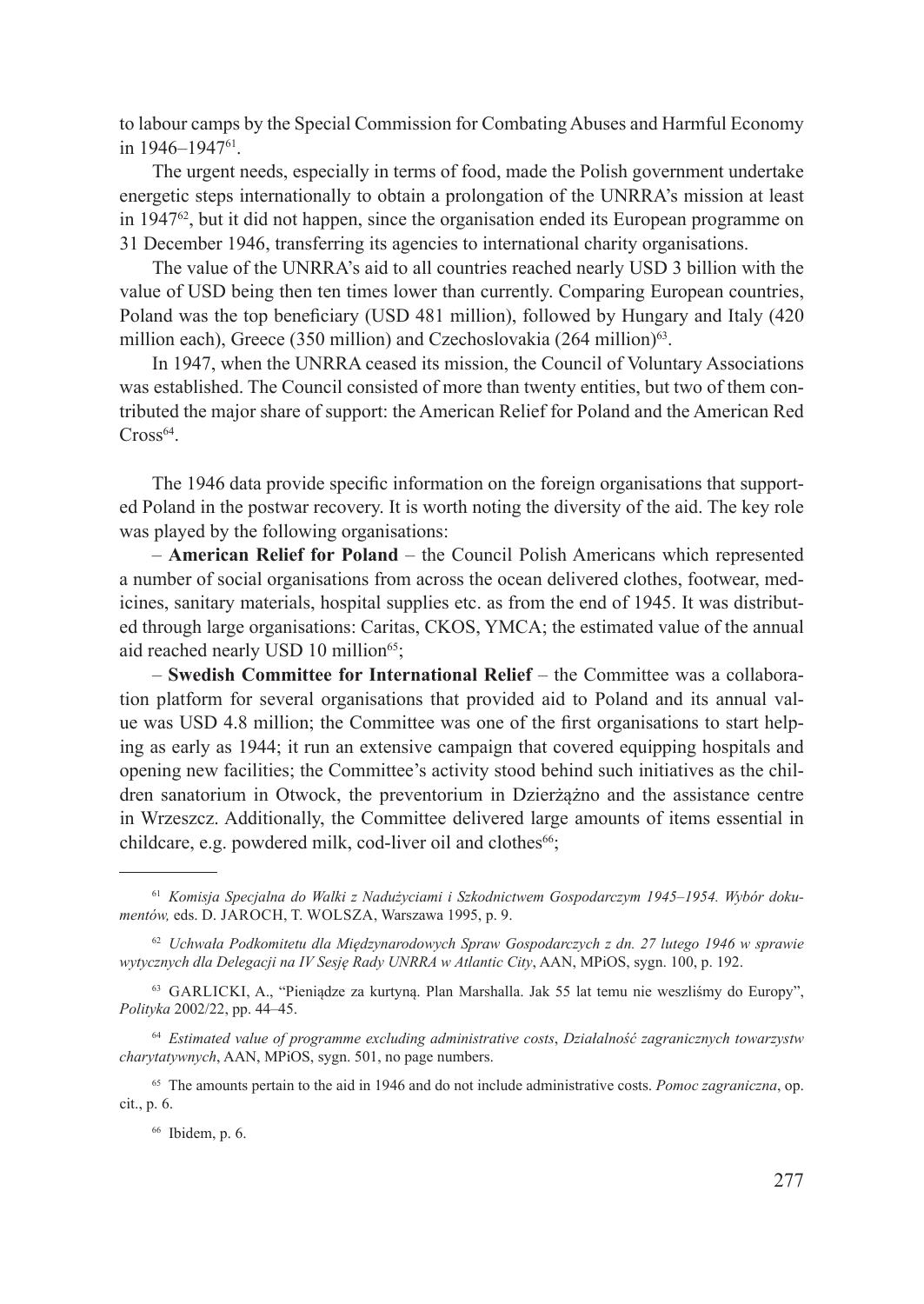to labour camps by the Special Commission for Combating Abuses and Harmful Economy in 1946–1947[61].

The urgent needs, especially in terms of food, made the Polish government undertake energetic steps internationally to obtain a prolongation of the UNRRA's mission at least in 1947[62], but it did not happen, since the organisation ended its European programme on 31 December 1946, transferring its agencies to international charity organisations.

The value of the UNRRA's aid to all countries reached nearly USD 3 billion with the value of USD being then ten times lower than currently. Comparing European countries, Poland was the top beneficiary (USD 481 million), followed by Hungary and Italy (420 million each), Greece (350 million) and Czechoslovakia (264 million)[63].

In 1947, when the UNRRA ceased its mission, the Council of Voluntary Associations was established. The Council consisted of more than twenty entities, but two of them contributed the major share of support: the American Relief for Poland and the American Red Cross[64].

The 1946 data provide specific information on the foreign organisations that supported Poland in the postwar recovery. It is worth noting the diversity of the aid. The key role was played by the following organisations:

– **American Relief for Poland** – the Council Polish Americans which represented a number of social organisations from across the ocean delivered clothes, footwear, medicines, sanitary materials, hospital supplies etc. as from the end of 1945. It was distributed through large organisations: Caritas, CKOS, YMCA; the estimated value of the annual aid reached nearly USD 10 million[65];

– **Swedish Committee for International Relief** – the Committee was a collaboration platform for several organisations that provided aid to Poland and its annual value was USD 4.8 million; the Committee was one of the first organisations to start helping as early as 1944; it run an extensive campaign that covered equipping hospitals and opening new facilities; the Committee's activity stood behind such initiatives as the children sanatorium in Otwock, the preventorium in Dzierżążno and the assistance centre in Wrzeszcz. Additionally, the Committee delivered large amounts of items essential in childcare, e.g. powdered milk, cod-liver oil and clothes[66];

---

[61] *Komisja Specjalna do Walki z Nadużyciami i Szkodnictwem Gospodarczym 1945–1954. Wybór dokumentów,* eds. D. JAROCH, T. WOLSZA, Warszawa 1995, p. 9.

[62] *Uchwała Podkomitetu dla Międzynarodowych Spraw Gospodarczych z dn. 27 lutego 1946 w sprawie wytycznych dla Delegacji na IV Sesję Rady UNRRA w Atlantic City*, AAN, MPiOS, sygn. 100, p. 192.

[63] GARLICKI, A., "Pieniądze za kurtyną. Plan Marshalla. Jak 55 lat temu nie weszliśmy do Europy", *Polityka* 2002/22, pp. 44–45.

[64] *Estimated value of programme excluding administrative costs*, *Działalność zagranicznych towarzystw charytatywnych*, AAN, MPiOS, sygn. 501, no page numbers.

[65] The amounts pertain to the aid in 1946 and do not include administrative costs. *Pomoc zagraniczna*, op. cit., p. 6.

[66] Ibidem, p. 6.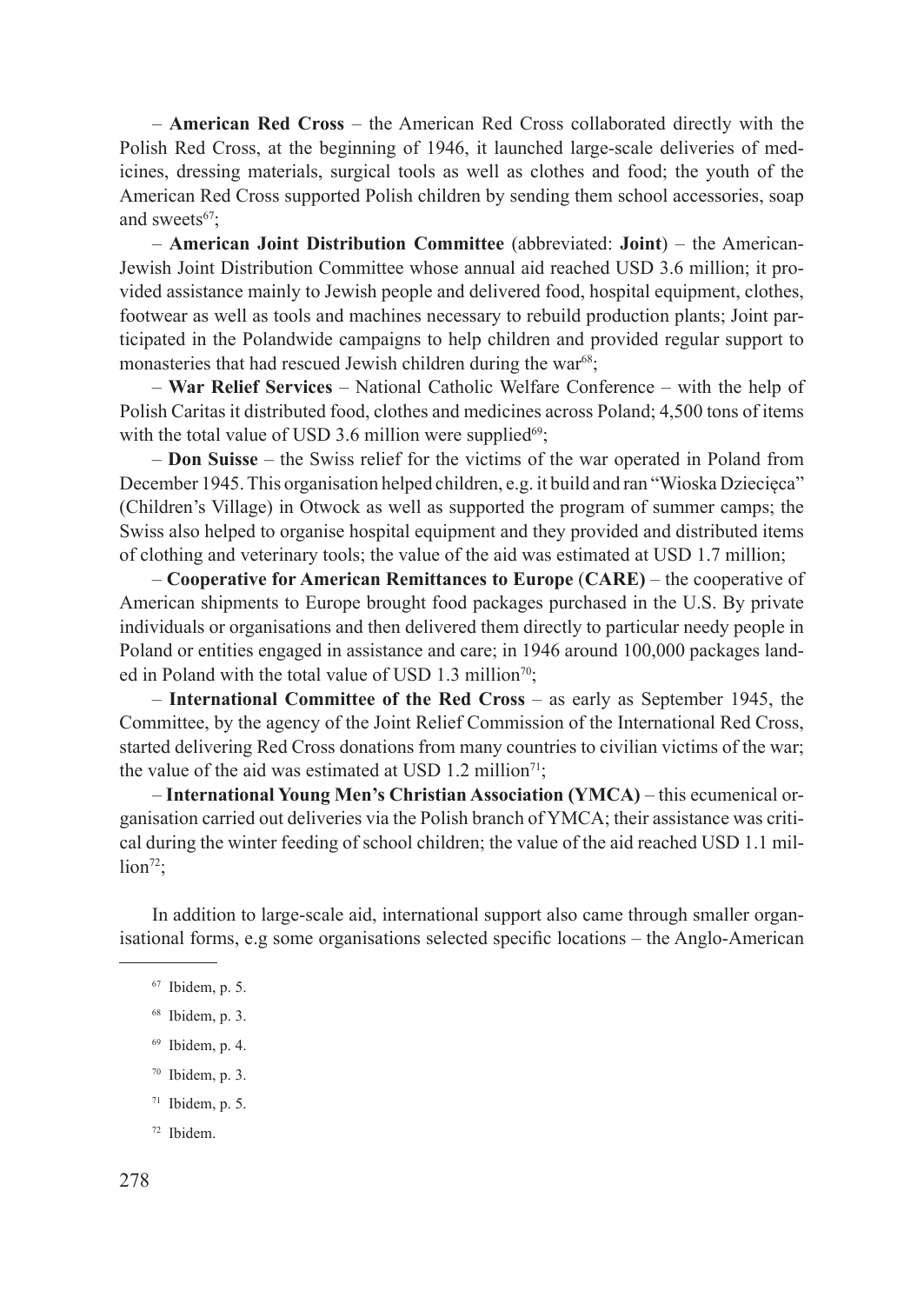– **American Red Cross** – the American Red Cross collaborated directly with the Polish Red Cross, at the beginning of 1946, it launched large-scale deliveries of medicines, dressing materials, surgical tools as well as clothes and food; the youth of the American Red Cross supported Polish children by sending them school accessories, soap and sweets[67];

– **American Joint Distribution Committee** (abbreviated: **Joint**) – the American-Jewish Joint Distribution Committee whose annual aid reached USD 3.6 million; it provided assistance mainly to Jewish people and delivered food, hospital equipment, clothes, footwear as well as tools and machines necessary to rebuild production plants; Joint participated in the Polandwide campaigns to help children and provided regular support to monasteries that had rescued Jewish children during the war[68];

– **War Relief Services** – National Catholic Welfare Conference – with the help of Polish Caritas it distributed food, clothes and medicines across Poland; 4,500 tons of items with the total value of USD 3.6 million were supplied[69];

– **Don Suisse** – the Swiss relief for the victims of the war operated in Poland from December 1945. This organisation helped children, e.g. it build and ran "Wioska Dziecięca" (Children's Village) in Otwock as well as supported the program of summer camps; the Swiss also helped to organise hospital equipment and they provided and distributed items of clothing and veterinary tools; the value of the aid was estimated at USD 1.7 million;

– **Cooperative for American Remittances to Europe** (**CARE**) – the cooperative of American shipments to Europe brought food packages purchased in the U.S. By private individuals or organisations and then delivered them directly to particular needy people in Poland or entities engaged in assistance and care; in 1946 around 100,000 packages landed in Poland with the total value of USD 1.3 million[70];

– **International Committee of the Red Cross** – as early as September 1945, the Committee, by the agency of the Joint Relief Commission of the International Red Cross, started delivering Red Cross donations from many countries to civilian victims of the war; the value of the aid was estimated at USD 1.2 million[71];

– **International Young Men's Christian Association (YMCA)** – this ecumenical organisation carried out deliveries via the Polish branch of YMCA; their assistance was critical during the winter feeding of school children; the value of the aid reached USD 1.1 million[72];

In addition to large-scale aid, international support also came through smaller organisational forms, e.g some organisations selected specific locations – the Anglo-American

---

[67] Ibidem, p. 5.

[68] Ibidem, p. 3.

[69] Ibidem, p. 4.

[70] Ibidem, p. 3.

[71] Ibidem, p. 5.

[72] Ibidem.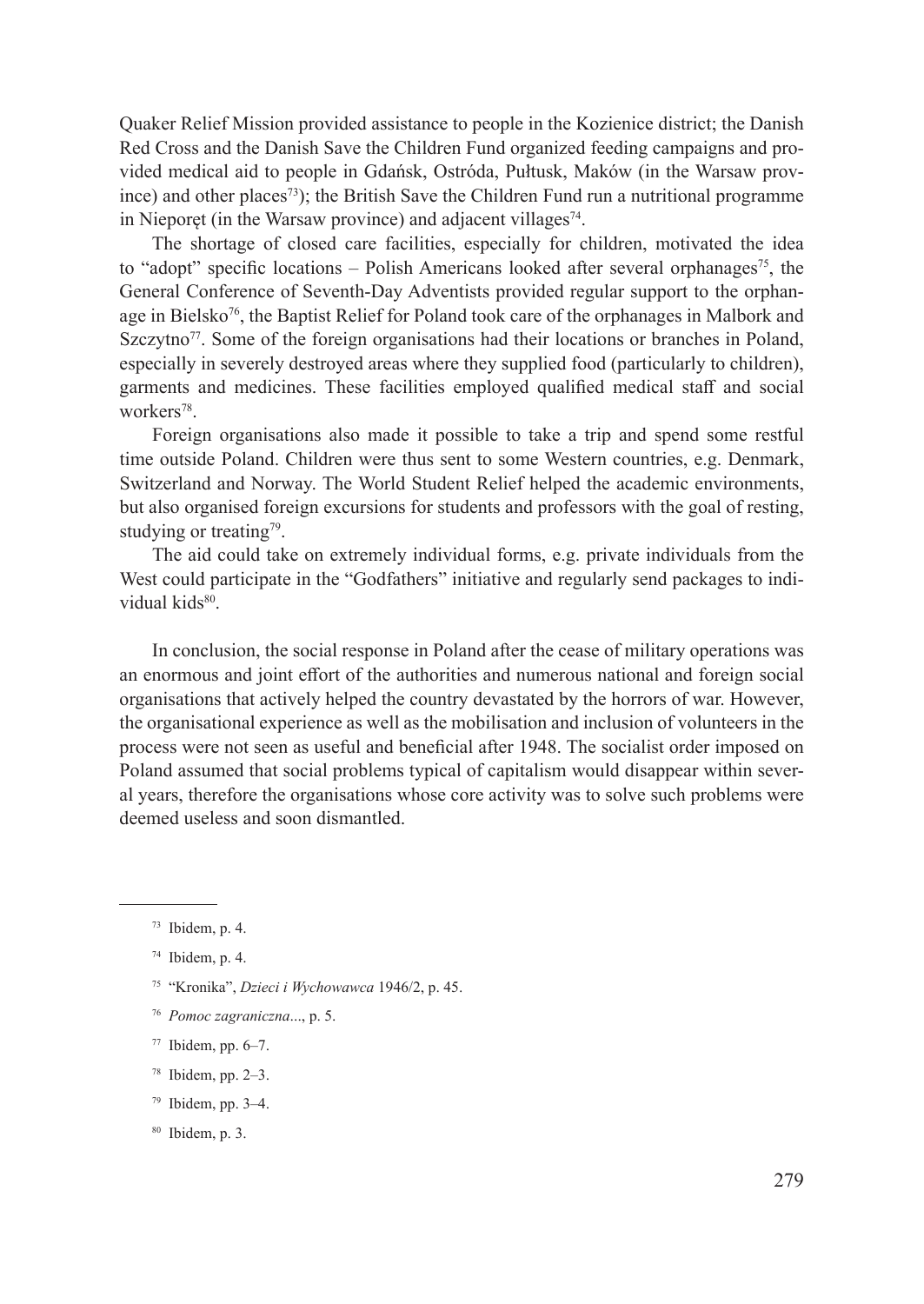Quaker Relief Mission provided assistance to people in the Kozienice district; the Danish Red Cross and the Danish Save the Children Fund organized feeding campaigns and provided medical aid to people in Gdańsk, Ostróda, Pułtusk, Maków (in the Warsaw province) and other places[73]); the British Save the Children Fund run a nutritional programme in Nieporęt (in the Warsaw province) and adjacent villages[74].

The shortage of closed care facilities, especially for children, motivated the idea to "adopt" specific locations – Polish Americans looked after several orphanages[75], the General Conference of Seventh-Day Adventists provided regular support to the orphanage in Bielsko[76], the Baptist Relief for Poland took care of the orphanages in Malbork and Szczytno[77]. Some of the foreign organisations had their locations or branches in Poland, especially in severely destroyed areas where they supplied food (particularly to children), garments and medicines. These facilities employed qualified medical staff and social workers[78].

Foreign organisations also made it possible to take a trip and spend some restful time outside Poland. Children were thus sent to some Western countries, e.g. Denmark, Switzerland and Norway. The World Student Relief helped the academic environments, but also organised foreign excursions for students and professors with the goal of resting, studying or treating[79].

The aid could take on extremely individual forms, e.g. private individuals from the West could participate in the "Godfathers" initiative and regularly send packages to individual kids[80].

In conclusion, the social response in Poland after the cease of military operations was an enormous and joint effort of the authorities and numerous national and foreign social organisations that actively helped the country devastated by the horrors of war. However, the organisational experience as well as the mobilisation and inclusion of volunteers in the process were not seen as useful and beneficial after 1948. The socialist order imposed on Poland assumed that social problems typical of capitalism would disappear within several years, therefore the organisations whose core activity was to solve such problems were deemed useless and soon dismantled.

---

[73] Ibidem, p. 4.

[74] Ibidem, p. 4.

[75] "Kronika", *Dzieci i Wychowawca* 1946/2, p. 45.

[76] *Pomoc zagraniczna*..., p. 5.

[77] Ibidem, pp. 6–7.

[78] Ibidem, pp. 2–3.

[79] Ibidem, pp. 3–4.

[80] Ibidem, p. 3.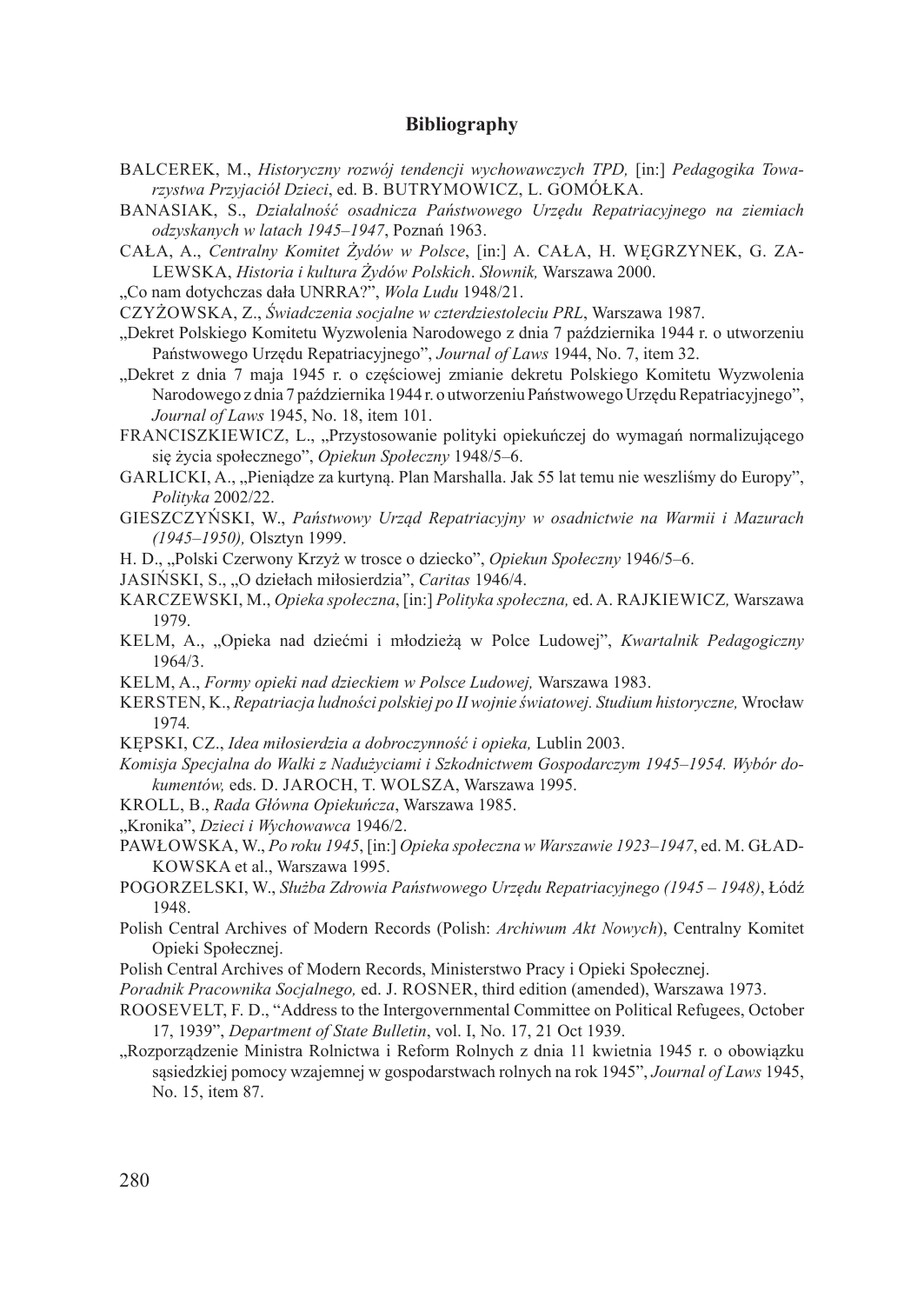## Bibliography

BALCEREK, M., *Historyczny rozwój tendencji wychowawczych TPD,* [in:] *Pedagogika Towarzystwa Przyjaciół Dzieci*, ed. B. BUTRYMOWICZ, L. GOMÓŁKA.

BANASIAK, S., *Działalność osadnicza Państwowego Urzędu Repatriacyjnego na ziemiach odzyskanych w latach 1945–1947*, Poznań 1963.

CAŁA, A., *Centralny Komitet Żydów w Polsce*, [in:] A. CAŁA, H. WĘGRZYNEK, G. ZALEWSKA, *Historia i kultura Żydów Polskich*. *Słownik,* Warszawa 2000.

„Co nam dotychczas dała UNRRA?", *Wola Ludu* 1948/21.

CZYŻOWSKA, Z., *Świadczenia socjalne w czterdziestoleciu PRL*, Warszawa 1987.

„Dekret Polskiego Komitetu Wyzwolenia Narodowego z dnia 7 października 1944 r. o utworzeniu Państwowego Urzędu Repatriacyjnego", *Journal of Laws* 1944, No. 7, item 32.

„Dekret z dnia 7 maja 1945 r. o częściowej zmianie dekretu Polskiego Komitetu Wyzwolenia Narodowego z dnia 7 października 1944 r. o utworzeniu Państwowego Urzędu Repatriacyjnego", *Journal of Laws* 1945, No. 18, item 101.

FRANCISZKIEWICZ, L., „Przystosowanie polityki opiekuńczej do wymagań normalizującego się życia społecznego", *Opiekun Społeczny* 1948/5–6.

GARLICKI, A., „Pieniądze za kurtyną. Plan Marshalla. Jak 55 lat temu nie weszliśmy do Europy", *Polityka* 2002/22.

GIESZCZYŃSKI, W., *Państwowy Urząd Repatriacyjny w osadnictwie na Warmii i Mazurach (1945–1950),* Olsztyn 1999.

H. D., „Polski Czerwony Krzyż w trosce o dziecko", *Opiekun Społeczny* 1946/5–6.

JASIŃSKI, S., „O dziełach miłosierdzia", *Caritas* 1946/4.

KARCZEWSKI, M., *Opieka społeczna*, [in:] *Polityka społeczna,* ed. A. RAJKIEWICZ*,* Warszawa 1979.

KELM, A., „Opieka nad dziećmi i młodzieżą w Polce Ludowej", *Kwartalnik Pedagogiczny* 1964/3.

KELM, A., *Formy opieki nad dzieckiem w Polsce Ludowej,* Warszawa 1983.

KERSTEN, K., *Repatriacja ludności polskiej po II wojnie światowej. Studium historyczne,* Wrocław 1974*.*

KĘPSKI, CZ., *Idea miłosierdzia a dobroczynność i opieka,* Lublin 2003.

*Komisja Specjalna do Walki z Nadużyciami i Szkodnictwem Gospodarczym 1945–1954. Wybór dokumentów,* eds. D. JAROCH, T. WOLSZA, Warszawa 1995.

KROLL, B., *Rada Główna Opiekuńcza*, Warszawa 1985.

„Kronika", *Dzieci i Wychowawca* 1946/2.

PAWŁOWSKA, W., *Po roku 1945*, [in:] *Opieka społeczna w Warszawie 1923–1947*, ed. M. GŁADKOWSKA et al., Warszawa 1995.

POGORZELSKI, W., *Służba Zdrowia Państwowego Urzędu Repatriacyjnego (1945 – 1948)*, Łódź 1948.

Polish Central Archives of Modern Records (Polish: *Archiwum Akt Nowych*), Centralny Komitet Opieki Społecznej.

Polish Central Archives of Modern Records, Ministerstwo Pracy i Opieki Społecznej.

*Poradnik Pracownika Socjalnego,* ed. J. ROSNER, third edition (amended), Warszawa 1973.

ROOSEVELT, F. D., "Address to the Intergovernmental Committee on Political Refugees, October 17, 1939", *Department of State Bulletin*, vol. I, No. 17, 21 Oct 1939.

„Rozporządzenie Ministra Rolnictwa i Reform Rolnych z dnia 11 kwietnia 1945 r. o obowiązku sąsiedzkiej pomocy wzajemnej w gospodarstwach rolnych na rok 1945", *Journal of Laws* 1945, No. 15, item 87.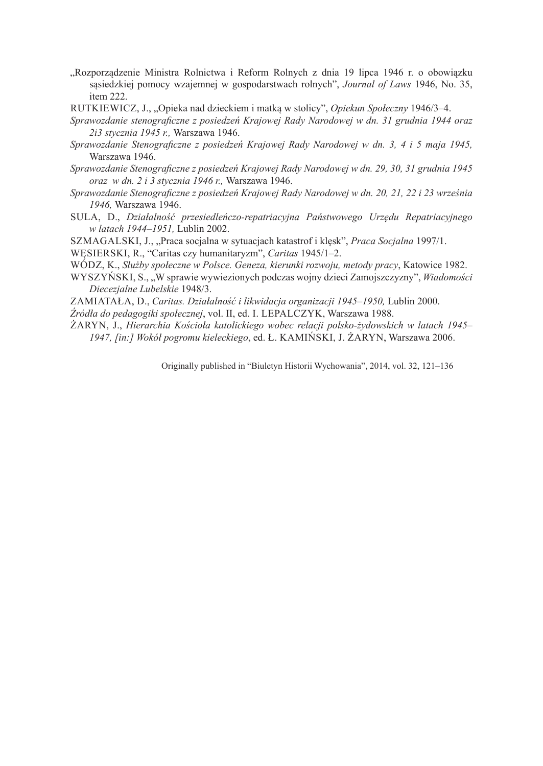„Rozporządzenie Ministra Rolnictwa i Reform Rolnych z dnia 19 lipca 1946 r. o obowiązku sąsiedzkiej pomocy wzajemnej w gospodarstwach rolnych", *Journal of Laws* 1946, No. 35, item 222.

RUTKIEWICZ, J., „Opieka nad dzieckiem i matką w stolicy", *Opiekun Społeczny* 1946/3–4.

*Sprawozdanie stenograficzne z posiedzeń Krajowej Rady Narodowej w dn. 31 grudnia 1944 oraz 2i3 stycznia 1945 r.,* Warszawa 1946.

*Sprawozdanie Stenograficzne z posiedzeń Krajowej Rady Narodowej w dn. 3, 4 i 5 maja 1945,* Warszawa 1946.

*Sprawozdanie Stenograficzne z posiedzeń Krajowej Rady Narodowej w dn. 29, 30, 31 grudnia 1945 oraz w dn. 2 i 3 stycznia 1946 r.,* Warszawa 1946.

*Sprawozdanie Stenograficzne z posiedzeń Krajowej Rady Narodowej w dn. 20, 21, 22 i 23 września 1946,* Warszawa 1946.

SULA, D., *Działalność przesiedleńczo-repatriacyjna Państwowego Urzędu Repatriacyjnego w latach 1944–1951,* Lublin 2002.

SZMAGALSKI, J., „Praca socjalna w sytuacjach katastrof i klęsk", *Praca Socjalna* 1997/1.

WĘSIERSKI, R., "Caritas czy humanitaryzm", *Caritas* 1945/1–2.

WÓDZ, K., *Służby społeczne w Polsce. Geneza, kierunki rozwoju, metody pracy*, Katowice 1982.

WYSZYŃSKI, S., „W sprawie wywiezionych podczas wojny dzieci Zamojszczyzny", *Wiadomości Diecezjalne Lubelskie* 1948/3.

ZAMIATAŁA, D., *Caritas. Działalność i likwidacja organizacji 1945–1950,* Lublin 2000.

*Źródła do pedagogiki społecznej*, vol. II, ed. I. LEPALCZYK, Warszawa 1988.

ŻARYN, J., *Hierarchia Kościoła katolickiego wobec relacji polsko-żydowskich w latach 1945–1947, [in:] Wokół pogromu kieleckiego*, ed. Ł. KAMIŃSKI, J. ŻARYN, Warszawa 2006.

Originally published in "Biuletyn Historii Wychowania", 2014, vol. 32, 121–136